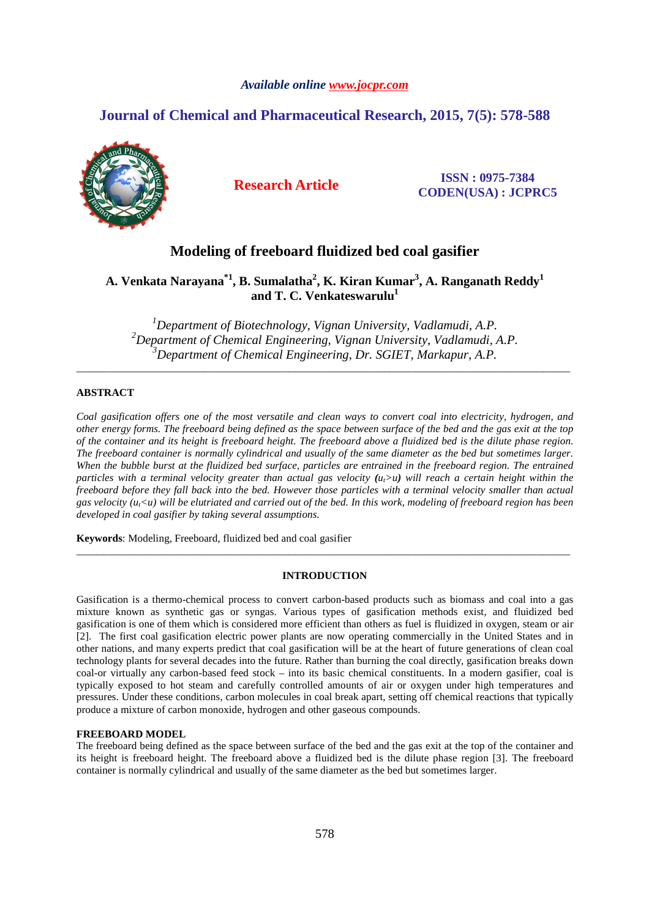*Available online www.jocpr.com*

## Journal of Chemical and Pharmaceutical Research, 2015, 7(5): 578-588

**Research Article**

**ISSN : 0975-7384**
**CODEN(USA) : JCPRC5**

# Modeling of freeboard fluidized bed coal gasifier

**A. Venkata Narayana[*1], B. Sumalatha[2], K. Kiran Kumar[3], A. Ranganath Reddy[1] and T. C. Venkateswarulu[1]**

*[1]Department of Biotechnology, Vignan University, Vadlamudi, A.P.*
*[2]Department of Chemical Engineering, Vignan University, Vadlamudi, A.P.*
*[3]Department of Chemical Engineering, Dr. SGIET, Markapur, A.P.*

---

## ABSTRACT

*Coal gasification offers one of the most versatile and clean ways to convert coal into electricity, hydrogen, and other energy forms. The freeboard being defined as the space between surface of the bed and the gas exit at the top of the container and its height is freeboard height. The freeboard above a fluidized bed is the dilute phase region. The freeboard container is normally cylindrical and usually of the same diameter as the bed but sometimes larger. When the bubble burst at the fluidized bed surface, particles are entrained in the freeboard region. The entrained particles with a terminal velocity greater than actual gas velocity* **($u_t$>u)** *will reach a certain height within the freeboard before they fall back into the bed. However those particles with a terminal velocity smaller than actual gas velocity ($u_t$<u) will be elutriated and carried out of the bed. In this work, modeling of freeboard region has been developed in coal gasifier by taking several assumptions.*

**Keywords**: Modeling, Freeboard, fluidized bed and coal gasifier

---

## INTRODUCTION

Gasification is a thermo-chemical process to convert carbon-based products such as biomass and coal into a gas mixture known as synthetic gas or syngas. Various types of gasification methods exist, and fluidized bed gasification is one of them which is considered more efficient than others as fuel is fluidized in oxygen, steam or air [2]. The first coal gasification electric power plants are now operating commercially in the United States and in other nations, and many experts predict that coal gasification will be at the heart of future generations of clean coal technology plants for several decades into the future. Rather than burning the coal directly, gasification breaks down coal-or virtually any carbon-based feed stock – into its basic chemical constituents. In a modern gasifier, coal is typically exposed to hot steam and carefully controlled amounts of air or oxygen under high temperatures and pressures. Under these conditions, carbon molecules in coal break apart, setting off chemical reactions that typically produce a mixture of carbon monoxide, hydrogen and other gaseous compounds.

### FREEBOARD MODEL

The freeboard being defined as the space between surface of the bed and the gas exit at the top of the container and its height is freeboard height. The freeboard above a fluidized bed is the dilute phase region [3]. The freeboard container is normally cylindrical and usually of the same diameter as the bed but sometimes larger.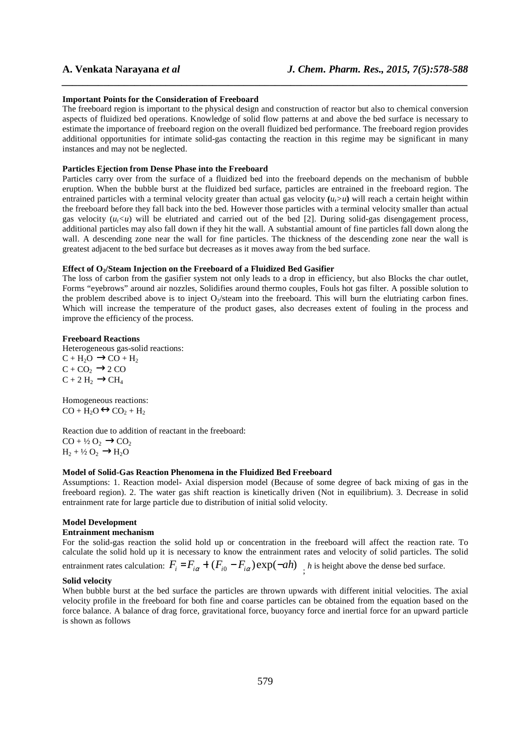**Important Points for the Consideration of Freeboard**

The freeboard region is important to the physical design and construction of reactor but also to chemical conversion aspects of fluidized bed operations. Knowledge of solid flow patterns at and above the bed surface is necessary to estimate the importance of freeboard region on the overall fluidized bed performance. The freeboard region provides additional opportunities for intimate solid-gas contacting the reaction in this regime may be significant in many instances and may not be neglected.

**Particles Ejection from Dense Phase into the Freeboard**

Particles carry over from the surface of a fluidized bed into the freeboard depends on the mechanism of bubble eruption. When the bubble burst at the fluidized bed surface, particles are entrained in the freeboard region. The entrained particles with a terminal velocity greater than actual gas velocity **(**$u_t > u$**)** will reach a certain height within the freeboard before they fall back into the bed. However those particles with a terminal velocity smaller than actual gas velocity ($u_t < u$) will be elutriated and carried out of the bed [2]. During solid-gas disengagement process, additional particles may also fall down if they hit the wall. A substantial amount of fine particles fall down along the wall. A descending zone near the wall for fine particles. The thickness of the descending zone near the wall is greatest adjacent to the bed surface but decreases as it moves away from the bed surface.

**Effect of $O_2$/Steam Injection on the Freeboard of a Fluidized Bed Gasifier**

The loss of carbon from the gasifier system not only leads to a drop in efficiency, but also Blocks the char outlet, Forms "eyebrows" around air nozzles, Solidifies around thermo couples, Fouls hot gas filter. A possible solution to the problem described above is to inject $O_2$/steam into the freeboard. This will burn the elutriating carbon fines. Which will increase the temperature of the product gases, also decreases extent of fouling in the process and improve the efficiency of the process.

**Freeboard Reactions**

Heterogeneous gas-solid reactions:

$C + H_2O \rightarrow CO + H_2$

$C + CO_2 \rightarrow 2\,CO$

$C + 2\,H_2 \rightarrow CH_4$

Homogeneous reactions:

$CO + H_2O \leftrightarrow CO_2 + H_2$

Reaction due to addition of reactant in the freeboard:

$CO + \frac{1}{2}\,O_2 \rightarrow CO_2$

$H_2 + \frac{1}{2}\,O_2 \rightarrow H_2O$

**Model of Solid-Gas Reaction Phenomena in the Fluidized Bed Freeboard**

Assumptions: 1. Reaction model- Axial dispersion model (Because of some degree of back mixing of gas in the freeboard region). 2. The water gas shift reaction is kinetically driven (Not in equilibrium). 3. Decrease in solid entrainment rate for large particle due to distribution of initial solid velocity.

**Model Development**

**Entrainment mechanism**

For the solid-gas reaction the solid hold up or concentration in the freeboard will affect the reaction rate. To calculate the solid hold up it is necessary to know the entrainment rates and velocity of solid particles. The solid entrainment rates calculation: $F_i = F_{i\alpha} + (F_{i0} - F_{i\alpha})\exp(-ah)$ ; $h$ is height above the dense bed surface.

**Solid velocity**

When bubble burst at the bed surface the particles are thrown upwards with different initial velocities. The axial velocity profile in the freeboard for both fine and coarse particles can be obtained from the equation based on the force balance. A balance of drag force, gravitational force, buoyancy force and inertial force for an upward particle is shown as follows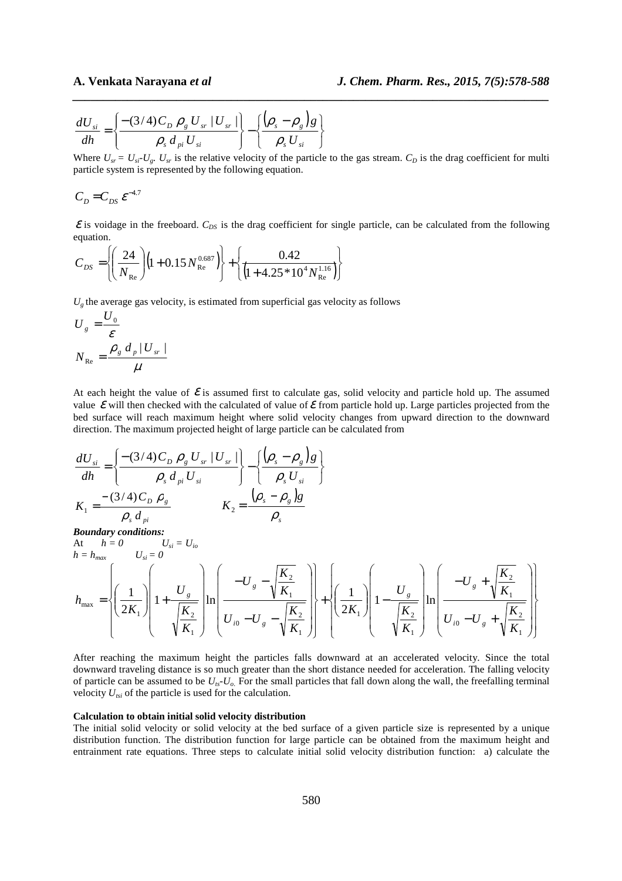$$\frac{dU_{si}}{dh} = \left\{ \frac{-(3/4)C_D\, \rho_g\, U_{sr}\, |U_{sr}|}{\rho_s\, d_{pi}\, U_{si}} \right\} - \left\{ \frac{(\rho_s - \rho_g)g}{\rho_s\, U_{si}} \right\}$$

Where $U_{sr} = U_{si}-U_g$. $U_{sr}$ is the relative velocity of the particle to the gas stream. $C_D$ is the drag coefficient for multi particle system is represented by the following equation.

$$C_D = C_{DS}\, \varepsilon^{-4.7}$$

$\varepsilon$ is voidage in the freeboard. $C_{DS}$ is the drag coefficient for single particle, can be calculated from the following equation.

$$C_{DS} = \left\{ \left( \frac{24}{N_{\mathrm{Re}}} \right) \left( 1 + 0.15 N_{\mathrm{Re}}^{0.687} \right) \right\} + \left\{ \frac{0.42}{\left( 1 + 4.25 * 10^4 N_{\mathrm{Re}}^{1.16} \right)} \right\}$$

$U_g$ the average gas velocity, is estimated from superficial gas velocity as follows

$$U_g = \frac{U_0}{\varepsilon}$$

$$N_{\mathrm{Re}} = \frac{\rho_g\, d_p\, |U_{sr}|}{\mu}$$

At each height the value of $\varepsilon$ is assumed first to calculate gas, solid velocity and particle hold up. The assumed value $\varepsilon$ will then checked with the calculated of value of $\varepsilon$ from particle hold up. Large particles projected from the bed surface will reach maximum height where solid velocity changes from upward direction to the downward direction. The maximum projected height of large particle can be calculated from

$$\frac{dU_{si}}{dh} = \left\{ \frac{-(3/4)C_D\, \rho_g\, U_{sr}\, |U_{sr}|}{\rho_s\, d_{pi}\, U_{si}} \right\} - \left\{ \frac{(\rho_s - \rho_g)g}{\rho_s\, U_{si}} \right\}$$

$$K_1 = \frac{-(3/4)C_D\, \rho_g}{\rho_s\, d_{pi}} \qquad\qquad K_2 = \frac{(\rho_s - \rho_g)g}{\rho_s}$$

***Boundary conditions:***

At $h = 0$ $\quad U_{si} = U_{io}$

$h = h_{max}$ $\quad U_{si} = 0$

$$h_{\max} = \left\{ \left( \frac{1}{2K_1} \right) \left( 1 + \frac{U_g}{\sqrt{\frac{K_2}{K_1}}} \right) \ln \left( \frac{-U_g - \sqrt{\frac{K_2}{K_1}}}{U_{i0} - U_g - \sqrt{\frac{K_2}{K_1}}} \right) \right\} + \left\{ \left( \frac{1}{2K_1} \right) \left( 1 - \frac{U_g}{\sqrt{\frac{K_2}{K_1}}} \right) \ln \left( \frac{-U_g + \sqrt{\frac{K_2}{K_1}}}{U_{i0} - U_g + \sqrt{\frac{K_2}{K_1}}} \right) \right\}$$

After reaching the maximum height the particles falls downward at an accelerated velocity. Since the total downward traveling distance is so much greater than the short distance needed for acceleration. The falling velocity of particle can be assumed to be $U_{ts}$-$U_o$. For the small particles that fall down along the wall, the freefalling terminal velocity $U_{tsi}$ of the particle is used for the calculation.

**Calculation to obtain initial solid velocity distribution**

The initial solid velocity or solid velocity at the bed surface of a given particle size is represented by a unique distribution function. The distribution function for large particle can be obtained from the maximum height and entrainment rate equations. Three steps to calculate initial solid velocity distribution function: a) calculate the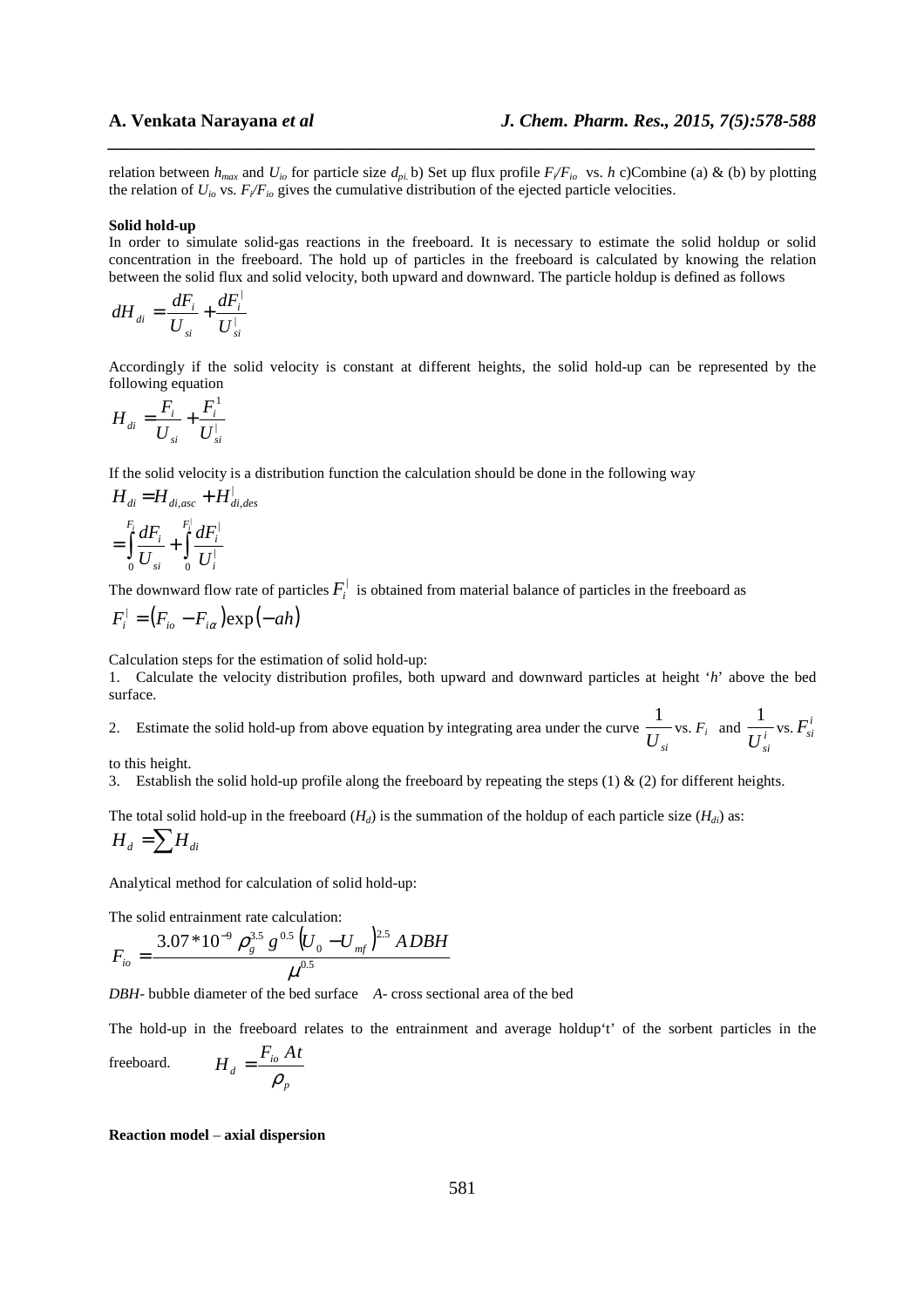relation between $h_{max}$ and $U_{io}$ for particle size $d_{pi,}$ b) Set up flux profile $F_i/F_{io}$ vs. $h$ c)Combine (a) & (b) by plotting the relation of $U_{io}$ vs. $F_i/F_{io}$ gives the cumulative distribution of the ejected particle velocities.

**Solid hold-up**

In order to simulate solid-gas reactions in the freeboard. It is necessary to estimate the solid holdup or solid concentration in the freeboard. The hold up of particles in the freeboard is calculated by knowing the relation between the solid flux and solid velocity, both upward and downward. The particle holdup is defined as follows

$$dH_{di} = \frac{dF_i}{U_{si}} + \frac{dF_i^{|}}{U_{si}^{|}}$$

Accordingly if the solid velocity is constant at different heights, the solid hold-up can be represented by the following equation

$$H_{di} = \frac{F_i}{U_{si}} + \frac{F_i^1}{U_{si}^{|}}$$

If the solid velocity is a distribution function the calculation should be done in the following way

$$H_{di} = H_{di,asc} + H_{di,des}^{|}$$

$$= \int_0^{F_i} \frac{dF_i}{U_{si}} + \int_0^{F_i^{|}} \frac{dF_i^{|}}{U_i^{|}}$$

The downward flow rate of particles $F_i^{|}$ is obtained from material balance of particles in the freeboard as

$$F_i^{|} = (F_{io} - F_{i\alpha})\exp(-ah)$$

Calculation steps for the estimation of solid hold-up:

1. Calculate the velocity distribution profiles, both upward and downward particles at height '*h*' above the bed surface.
2. Estimate the solid hold-up from above equation by integrating area under the curve $\frac{1}{U_{si}}$ vs. $F_i$ and $\frac{1}{U_{si}^i}$ vs. $F_{si}^i$ to this height.
3. Establish the solid hold-up profile along the freeboard by repeating the steps (1) & (2) for different heights.

The total solid hold-up in the freeboard ($H_d$) is the summation of the holdup of each particle size ($H_{di}$) as:

$$H_d = \sum H_{di}$$

Analytical method for calculation of solid hold-up:

The solid entrainment rate calculation:

$$F_{io} = \frac{3.07 * 10^{-9} \rho_g^{3.5} g^{0.5} (U_0 - U_{mf})^{2.5} ADBH}{\mu^{0.5}}$$

*DBH*- bubble diameter of the bed surface *A*- cross sectional area of the bed

The hold-up in the freeboard relates to the entrainment and average holdup't' of the sorbent particles in the freeboard.

$$H_d = \frac{F_{io} At}{\rho_p}$$

**Reaction model – axial dispersion**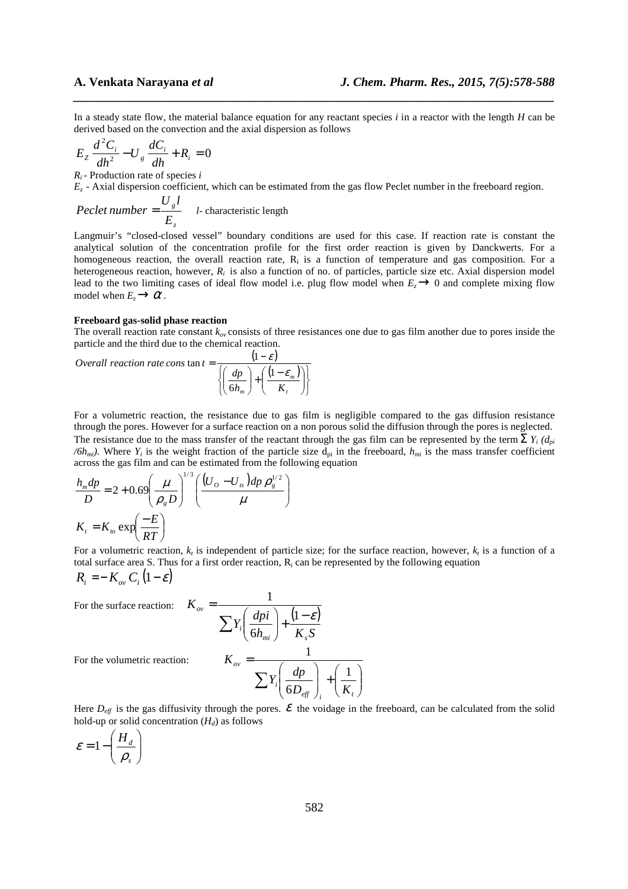In a steady state flow, the material balance equation for any reactant species $i$ in a reactor with the length $H$ can be derived based on the convection and the axial dispersion as follows

$$E_Z \frac{d^2 C_i}{dh^2} - U_g \frac{dC_i}{dh} + R_i = 0$$

$R_i$ - Production rate of species $i$

$E_z$ - Axial dispersion coefficient, which can be estimated from the gas flow Peclet number in the freeboard region.

$$Peclet\ number = \frac{U_g l}{E_z} \quad l\text{- characteristic length}$$

Langmuir's "closed-closed vessel" boundary conditions are used for this case. If reaction rate is constant the analytical solution of the concentration profile for the first order reaction is given by Danckwerts. For a homogeneous reaction, the overall reaction rate, $R_i$ is a function of temperature and gas composition. For a heterogeneous reaction, however, $R_i$ is also a function of no. of particles, particle size etc. Axial dispersion model lead to the two limiting cases of ideal flow model i.e. plug flow model when $E_z \rightarrow 0$ and complete mixing flow model when $E_z \rightarrow \alpha$.

**Freeboard gas-solid phase reaction**

The overall reaction rate constant $k_{ov}$ consists of three resistances one due to gas film another due to pores inside the particle and the third due to the chemical reaction.

$$Overall\ reaction\ rate\ constant = \frac{(1-\varepsilon)}{\left\{\left(\frac{dp}{6h_m}\right) + \left(\frac{(1-\varepsilon_m)}{K_t}\right)\right\}}$$

For a volumetric reaction, the resistance due to gas film is negligible compared to the gas diffusion resistance through the pores. However for a surface reaction on a non porous solid the diffusion through the pores is neglected. The resistance due to the mass transfer of the reactant through the gas film can be represented by the term $\sum Y_i (d_{pi}/6h_{mi})$. Where $Y_i$ is the weight fraction of the particle size $d_{pi}$ in the freeboard, $h_{mi}$ is the mass transfer coefficient across the gas film and can be estimated from the following equation

$$\frac{h_m dp}{D} = 2 + 0.69\left(\frac{\mu}{\rho_g D}\right)^{1/3}\left(\frac{(U_O - U_{ts})dp\,\rho_g^{1/2}}{\mu}\right)$$

$$K_t = K_{to}\exp\left(\frac{-E}{RT}\right)$$

For a volumetric reaction, $k_t$ is independent of particle size; for the surface reaction, however, $k_t$ is a function of a total surface area S. Thus for a first order reaction, $R_i$ can be represented by the following equation

$$R_i = -K_{ov} C_i (1-\varepsilon)$$

For the surface reaction:

$$K_{ov} = \frac{1}{\sum Y_i\left(\frac{dpi}{6h_{mi}}\right) + \frac{(1-\varepsilon)}{K_s S}}$$

For the volumetric reaction:

$$K_{ov} = \frac{1}{\sum Y_i\left(\frac{dp}{6D_{eff}}\right)_i + \left(\frac{1}{K_t}\right)}$$

Here $D_{eff}$ is the gas diffusivity through the pores. $\varepsilon$ the voidage in the freeboard, can be calculated from the solid hold-up or solid concentration ($H_d$) as follows

$$\varepsilon = 1 - \left(\frac{H_d}{\rho_s}\right)$$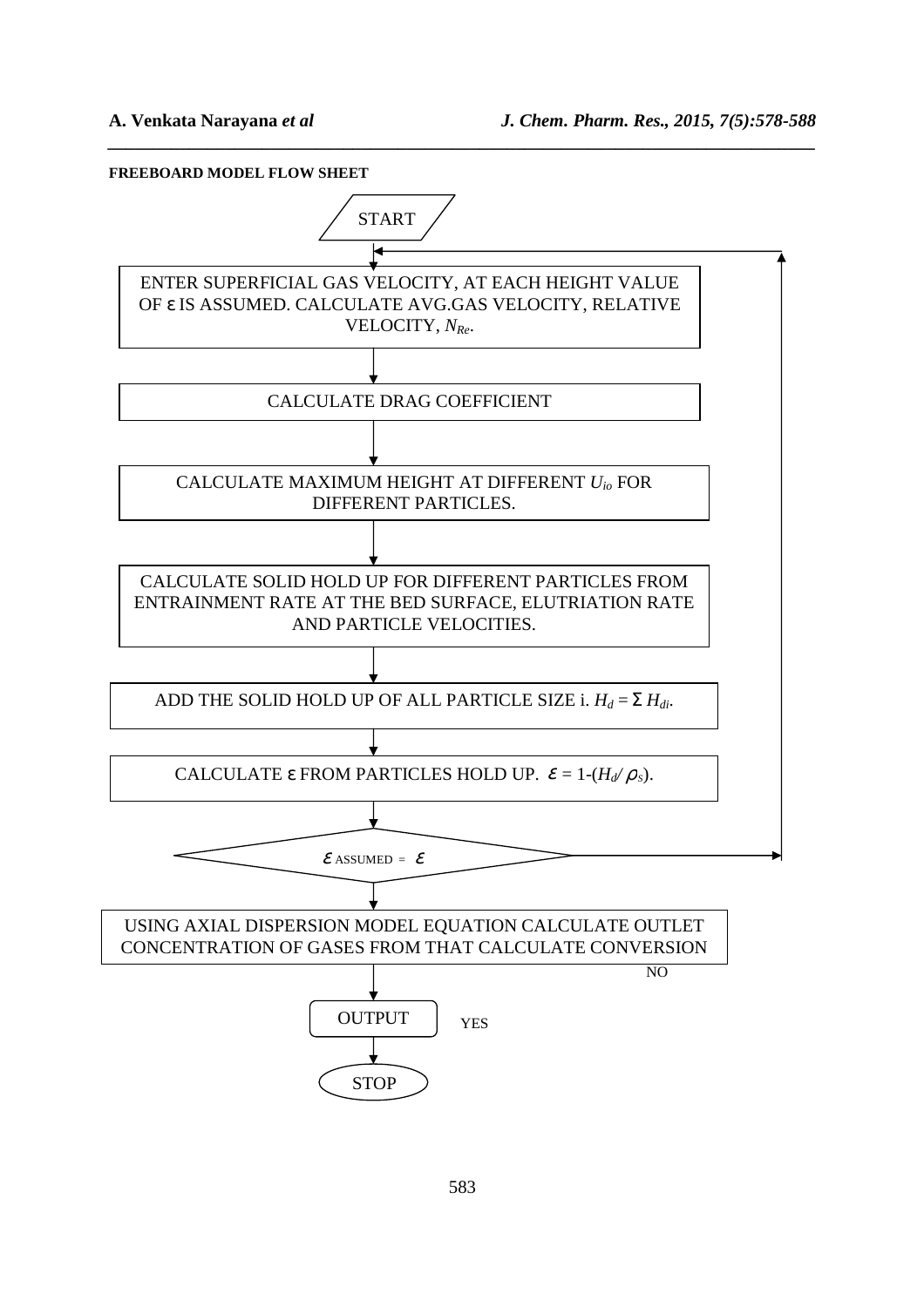**FREEBOARD MODEL FLOW SHEET**

START

↓

ENTER SUPERFICIAL GAS VELOCITY, AT EACH HEIGHT VALUE OF ε IS ASSUMED. CALCULATE AVG.GAS VELOCITY, RELATIVE VELOCITY, $N_{Re}$.

↓

CALCULATE DRAG COEFFICIENT

↓

CALCULATE MAXIMUM HEIGHT AT DIFFERENT $U_{io}$ FOR DIFFERENT PARTICLES.

↓

CALCULATE SOLID HOLD UP FOR DIFFERENT PARTICLES FROM ENTRAINMENT RATE AT THE BED SURFACE, ELUTRIATION RATE AND PARTICLE VELOCITIES.

↓

ADD THE SOLID HOLD UP OF ALL PARTICLE SIZE i. $H_d = \Sigma H_{di}$.

↓

CALCULATE ε FROM PARTICLES HOLD UP. $\varepsilon = 1-(H_d/\rho_s)$.

↓

$\varepsilon_{ASSUMED} = \varepsilon$ (NO → return to ENTER SUPERFICIAL GAS VELOCITY step; YES ↓)

↓

USING AXIAL DISPERSION MODEL EQUATION CALCULATE OUTLET CONCENTRATION OF GASES FROM THAT CALCULATE CONVERSION

↓

OUTPUT

↓

STOP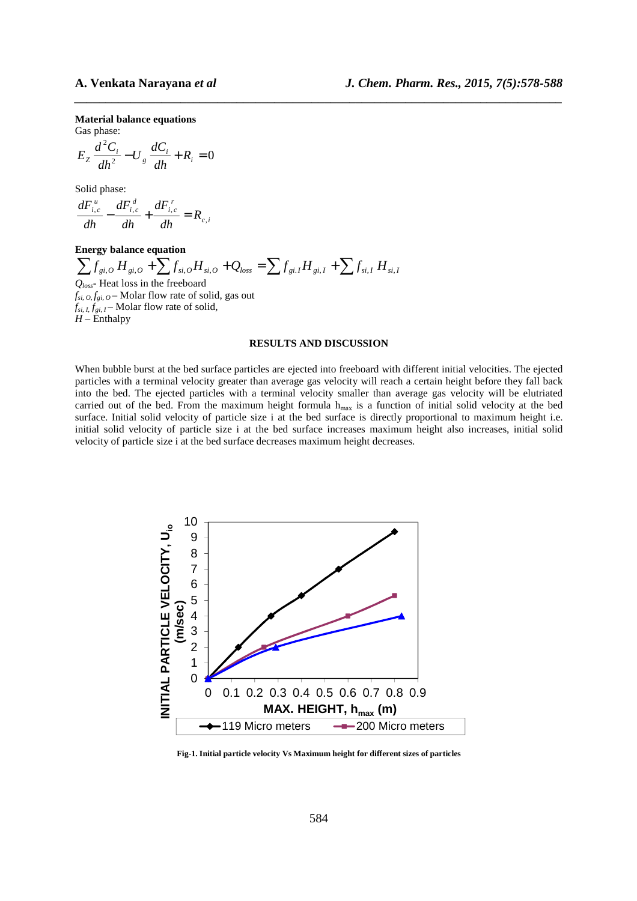**Material balance equations**

Gas phase:

$$E_Z \frac{d^2 C_i}{dh^2} - U_g \frac{dC_i}{dh} + R_i = 0$$

Solid phase:

$$\frac{dF_{i,c}^u}{dh} - \frac{dF_{i,c}^d}{dh} + \frac{dF_{i,c}^r}{dh} = R_{c,i}$$

**Energy balance equation**

$$\sum f_{gi,O} H_{gi,O} + \sum f_{si,O} H_{si,O} + Q_{loss} = \sum f_{gi,I} H_{gi,I} + \sum f_{si,I} H_{si,I}$$

$Q_{loss}$- Heat loss in the freeboard
$f_{si,O}, f_{gi,O}$ – Molar flow rate of solid, gas out
$f_{si,I}, f_{gi,I}$ – Molar flow rate of solid,
$H$ – Enthalpy

## RESULTS AND DISCUSSION

When bubble burst at the bed surface particles are ejected into freeboard with different initial velocities. The ejected particles with a terminal velocity greater than average gas velocity will reach a certain height before they fall back into the bed. The ejected particles with a terminal velocity smaller than average gas velocity will be elutriated carried out of the bed. From the maximum height formula $h_{max}$ is a function of initial solid velocity at the bed surface. Initial solid velocity of particle size i at the bed surface is directly proportional to maximum height i.e. initial solid velocity of particle size i at the bed surface increases maximum height also increases, initial solid velocity of particle size i at the bed surface decreases maximum height decreases.

**Fig-1. Initial particle velocity Vs Maximum height for different sizes of particles**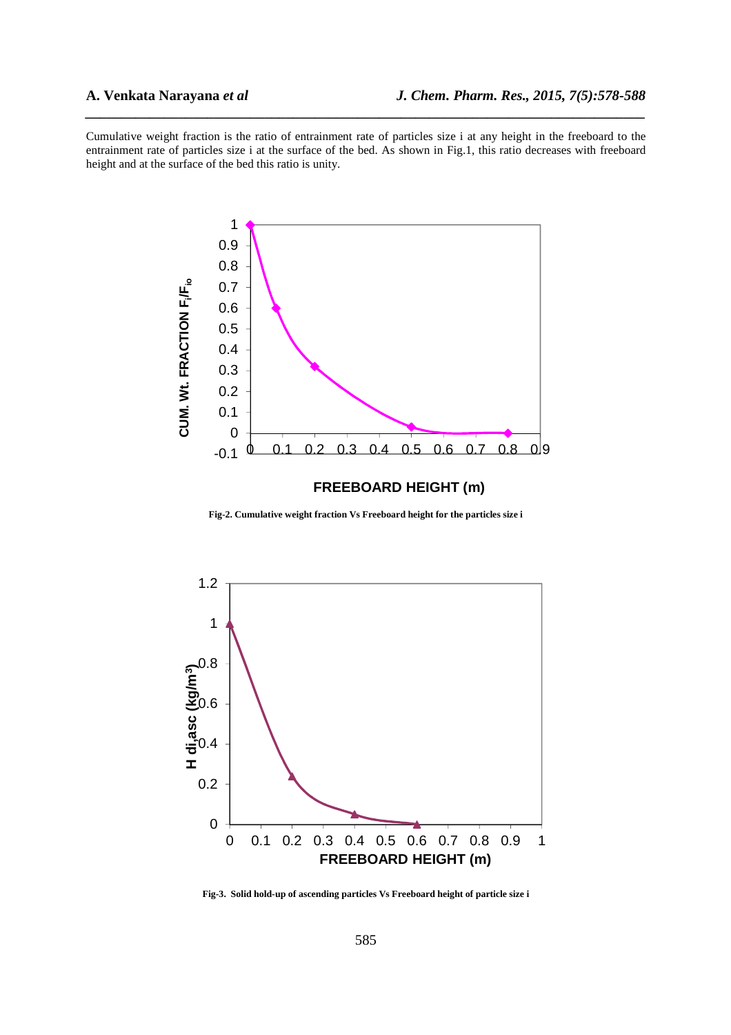Cumulative weight fraction is the ratio of entrainment rate of particles size i at any height in the freeboard to the entrainment rate of particles size i at the surface of the bed. As shown in Fig.1, this ratio decreases with freeboard height and at the surface of the bed this ratio is unity.

**Fig-2. Cumulative weight fraction Vs Freeboard height for the particles size i**

**Fig-3. Solid hold-up of ascending particles Vs Freeboard height of particle size i**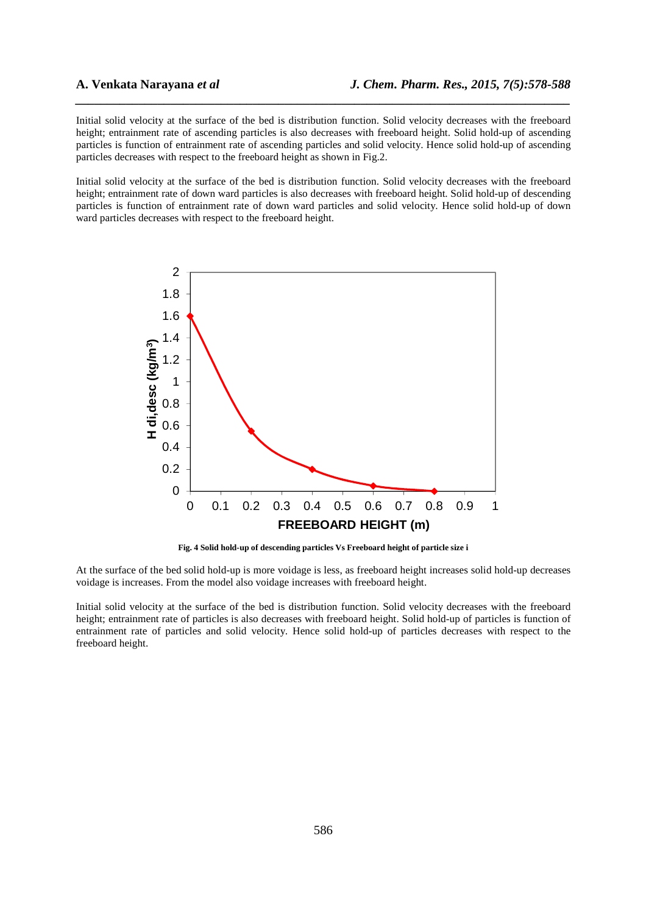Initial solid velocity at the surface of the bed is distribution function. Solid velocity decreases with the freeboard height; entrainment rate of ascending particles is also decreases with freeboard height. Solid hold-up of ascending particles is function of entrainment rate of ascending particles and solid velocity. Hence solid hold-up of ascending particles decreases with respect to the freeboard height as shown in Fig.2.

Initial solid velocity at the surface of the bed is distribution function. Solid velocity decreases with the freeboard height; entrainment rate of down ward particles is also decreases with freeboard height. Solid hold-up of descending particles is function of entrainment rate of down ward particles and solid velocity. Hence solid hold-up of down ward particles decreases with respect to the freeboard height.

**Fig. 4 Solid hold-up of descending particles Vs Freeboard height of particle size i**

At the surface of the bed solid hold-up is more voidage is less, as freeboard height increases solid hold-up decreases voidage is increases. From the model also voidage increases with freeboard height.

Initial solid velocity at the surface of the bed is distribution function. Solid velocity decreases with the freeboard height; entrainment rate of particles is also decreases with freeboard height. Solid hold-up of particles is function of entrainment rate of particles and solid velocity. Hence solid hold-up of particles decreases with respect to the freeboard height.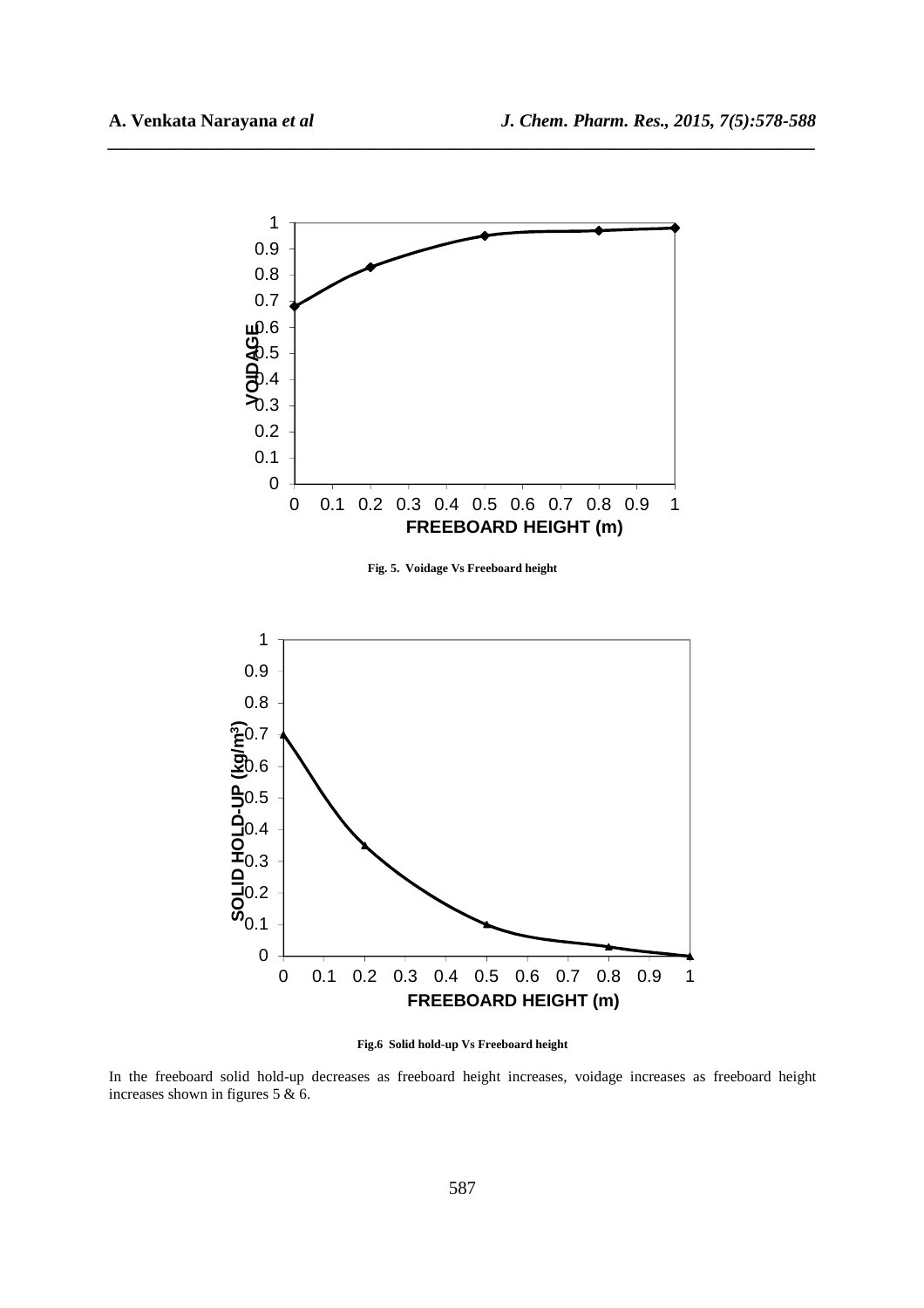Fig. 5. Voidage Vs Freeboard height

Fig.6 Solid hold-up Vs Freeboard height

In the freeboard solid hold-up decreases as freeboard height increases, voidage increases as freeboard height increases shown in figures 5 & 6.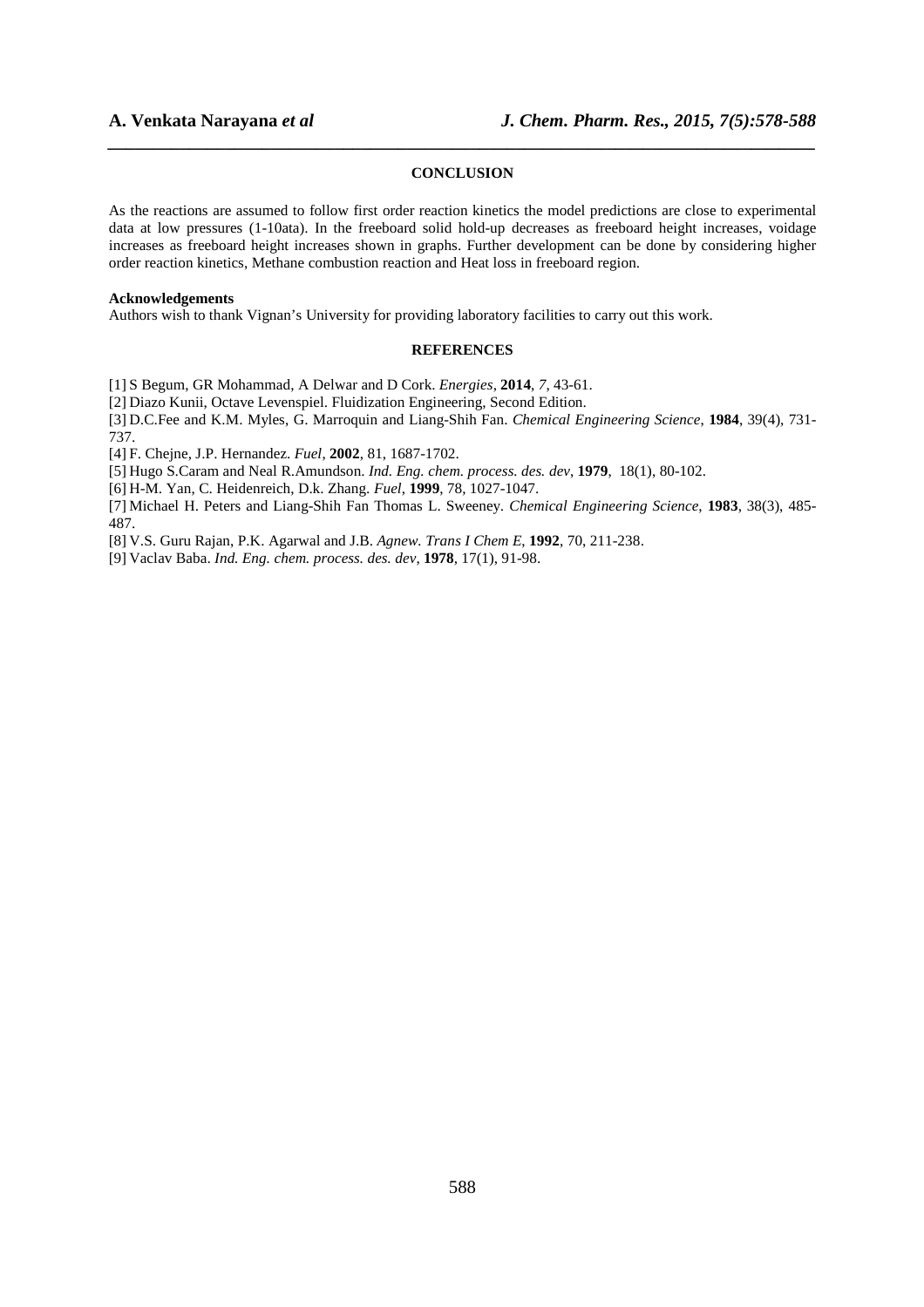## CONCLUSION

As the reactions are assumed to follow first order reaction kinetics the model predictions are close to experimental data at low pressures (1-10ata). In the freeboard solid hold-up decreases as freeboard height increases, voidage increases as freeboard height increases shown in graphs. Further development can be done by considering higher order reaction kinetics, Methane combustion reaction and Heat loss in freeboard region.

**Acknowledgements**

Authors wish to thank Vignan's University for providing laboratory facilities to carry out this work.

## REFERENCES

[1] S Begum, GR Mohammad, A Delwar and D Cork. *Energies*, **2014**, *7*, 43-61.

[2] Diazo Kunii, Octave Levenspiel. Fluidization Engineering, Second Edition.

[3] D.C.Fee and K.M. Myles, G. Marroquin and Liang-Shih Fan. *Chemical Engineering Science*, **1984**, 39(4), 731-737.

[4] F. Chejne, J.P. Hernandez. *Fuel*, **2002**, 81, 1687-1702.

[5] Hugo S.Caram and Neal R.Amundson. *Ind. Eng. chem. process. des. dev*, **1979**, 18(1), 80-102.

[6] H-M. Yan, C. Heidenreich, D.k. Zhang. *Fuel*, **1999**, 78, 1027-1047.

[7] Michael H. Peters and Liang-Shih Fan Thomas L. Sweeney. *Chemical Engineering Science*, **1983**, 38(3), 485-487.

[8] V.S. Guru Rajan, P.K. Agarwal and J.B. *Agnew. Trans I Chem E*, **1992**, 70, 211-238.

[9] Vaclav Baba. *Ind. Eng. chem. process. des. dev*, **1978**, 17(1), 91-98.